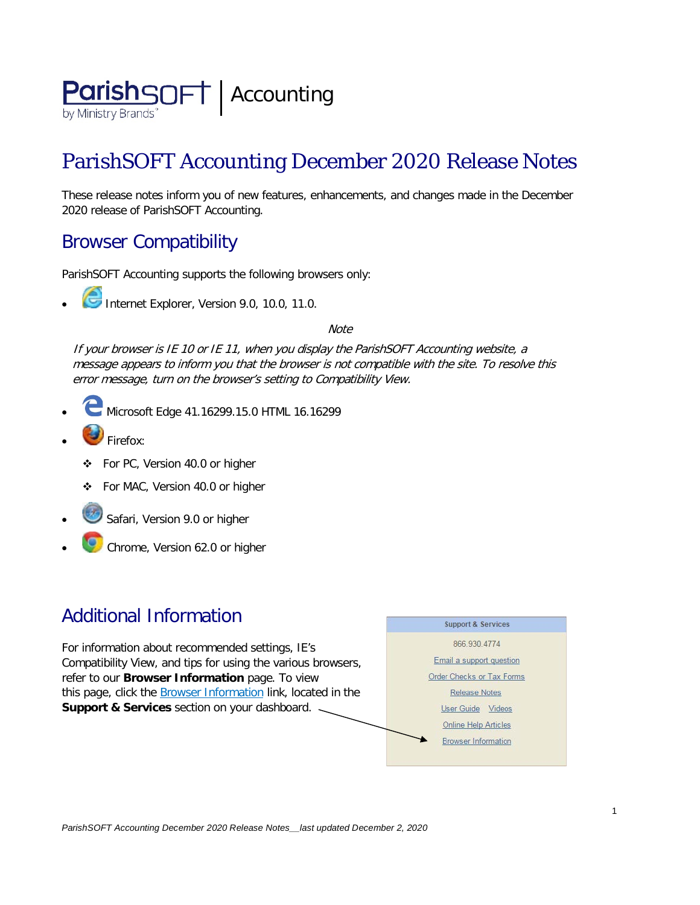ParishSOFT by Ministry Brands | Accounting

# ParishSOFT Accounting December 2020 Release Notes

These release notes inform you of new features, enhancements, and changes made in the December 2020 release of ParishSOFT Accounting.

## Browser Compatibility

ParishSOFT Accounting supports the following browsers only:

- Internet Explorer, Version 9.0, 10.0, 11.0.

*Note*

*If your browser is IE 10 or IE 11, when you display the ParishSOFT Accounting website, a message appears to inform you that the browser is not compatible with the site. To resolve this error message, turn on the browser's setting to Compatibility View.*

- Microsoft Edge 41.16299.15.0 HTML 16.16299
- Firefox:
  - For PC, Version 40.0 or higher
  - For MAC, Version 40.0 or higher
- Safari, Version 9.0 or higher
- Chrome, Version 62.0 or higher

## Additional Information

For information about recommended settings, IE's Compatibility View, and tips for using the various browsers, refer to our **Browser Information** page. To view this page, click the Browser Information link, located in the **Support & Services** section on your dashboard.

**Support & Services**

866.930.4774

Email a support question

Order Checks or Tax Forms

Release Notes

User Guide Videos

Online Help Articles

Browser Information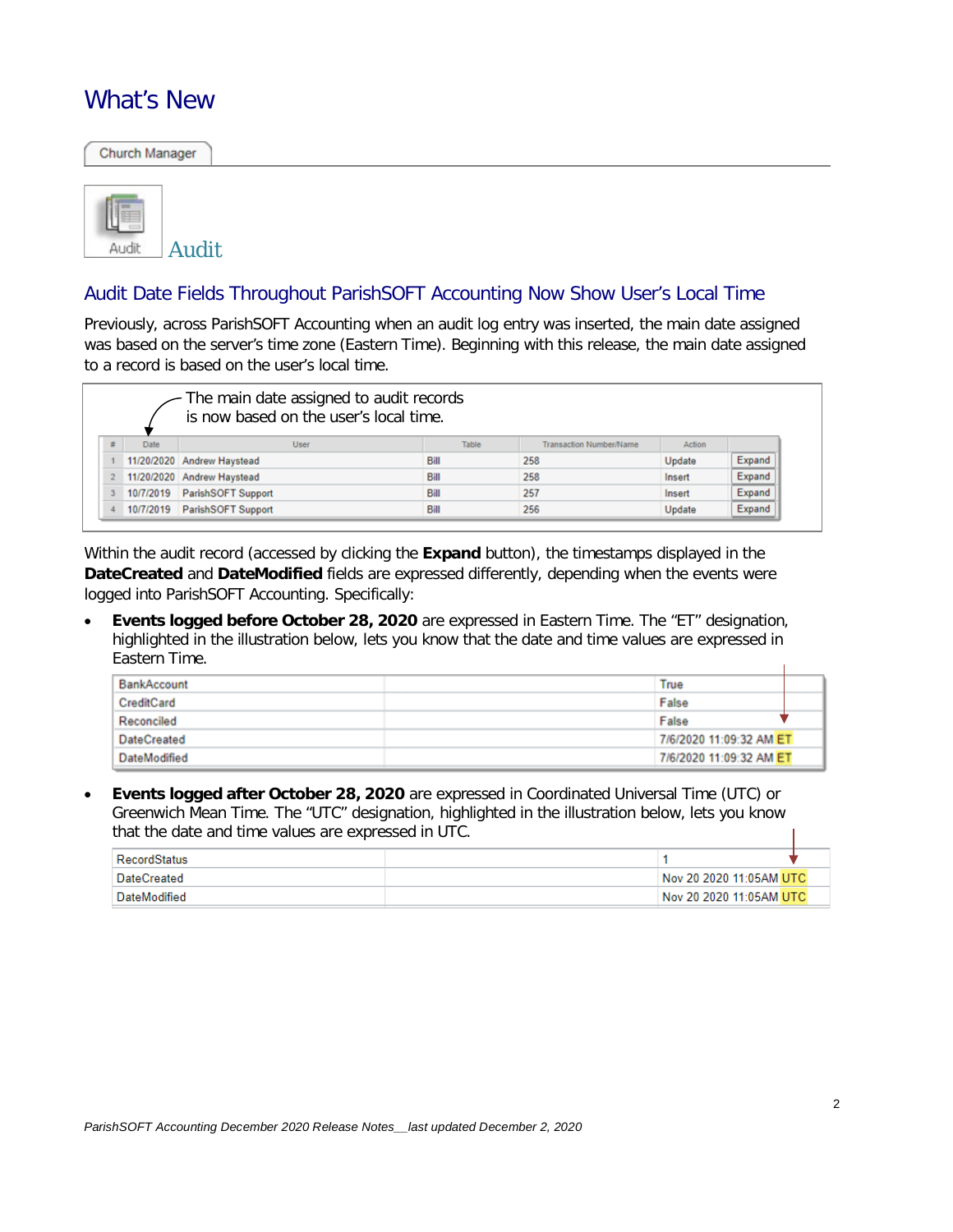# What's New

Church Manager

## Audit

### Audit Date Fields Throughout ParishSOFT Accounting Now Show User's Local Time

Previously, across ParishSOFT Accounting when an audit log entry was inserted, the main date assigned was based on the server's time zone (Eastern Time). Beginning with this release, the main date assigned to a record is based on the user's local time.

The main date assigned to audit records is now based on the user's local time.

| # | Date | User | Table | Transaction Number/Name | Action | |
|---|---|---|---|---|---|---|
| 1 | 11/20/2020 | Andrew Haystead | Bill | 258 | Update | Expand |
| 2 | 11/20/2020 | Andrew Haystead | Bill | 258 | Insert | Expand |
| 3 | 10/7/2019 | ParishSOFT Support | Bill | 257 | Insert | Expand |
| 4 | 10/7/2019 | ParishSOFT Support | Bill | 256 | Update | Expand |

Within the audit record (accessed by clicking the **Expand** button), the timestamps displayed in the **DateCreated** and **DateModified** fields are expressed differently, depending when the events were logged into ParishSOFT Accounting. Specifically:

- **Events logged before October 28, 2020** are expressed in Eastern Time. The "ET" designation, highlighted in the illustration below, lets you know that the date and time values are expressed in Eastern Time.

| | | |
|---|---|---|
| BankAccount | | True |
| CreditCard | | False |
| Reconciled | | False |
| DateCreated | | 7/6/2020 11:09:32 AM ET |
| DateModified | | 7/6/2020 11:09:32 AM ET |

- **Events logged after October 28, 2020** are expressed in Coordinated Universal Time (UTC) or Greenwich Mean Time. The "UTC" designation, highlighted in the illustration below, lets you know that the date and time values are expressed in UTC.

| | | |
|---|---|---|
| RecordStatus | | 1 |
| DateCreated | | Nov 20 2020 11:05AM UTC |
| DateModified | | Nov 20 2020 11:05AM UTC |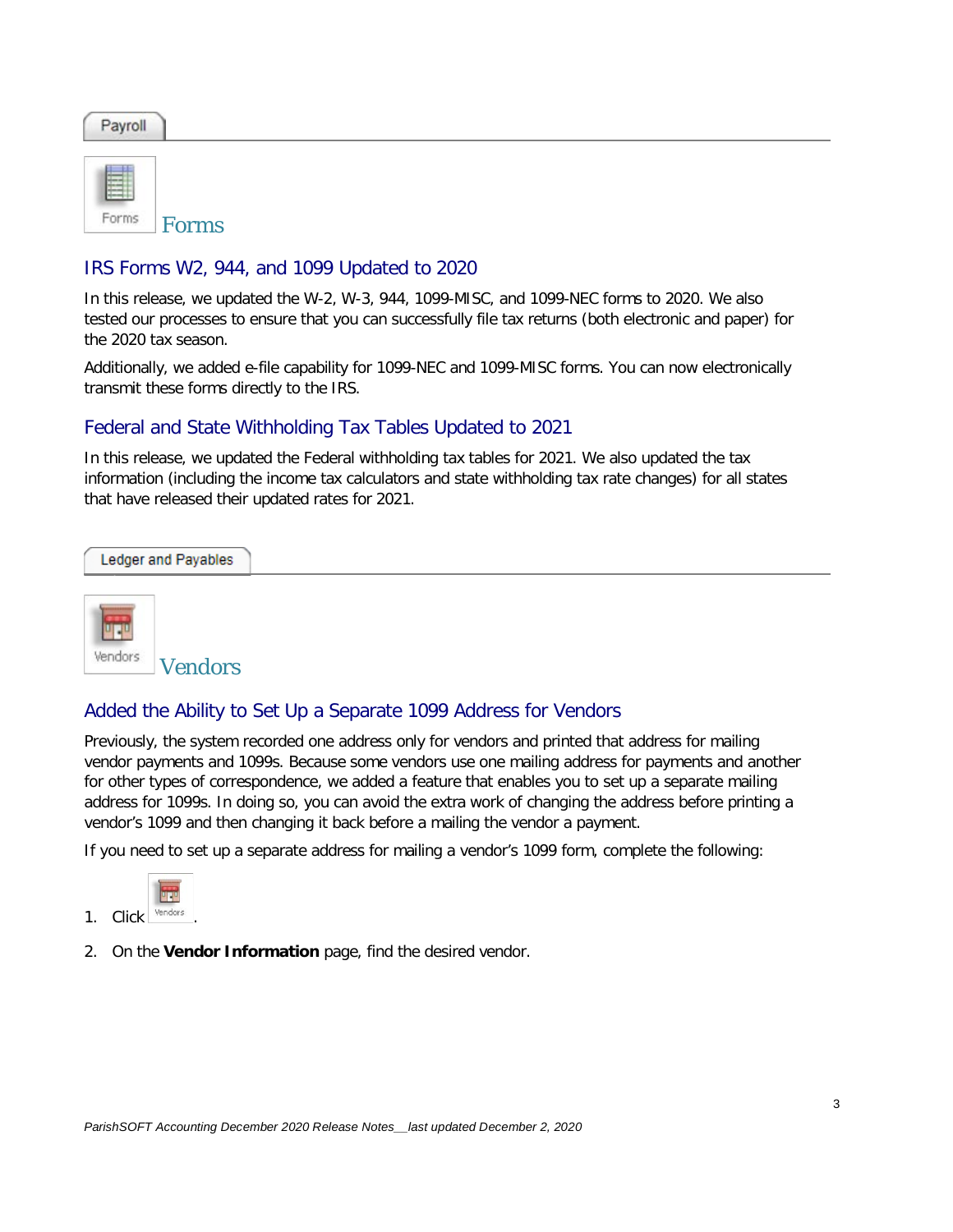Payroll

Forms

## Forms

### IRS Forms W2, 944, and 1099 Updated to 2020

In this release, we updated the W-2, W-3, 944, 1099-MISC, and 1099-NEC forms to 2020. We also tested our processes to ensure that you can successfully file tax returns (both electronic and paper) for the 2020 tax season.

Additionally, we added e-file capability for 1099-NEC and 1099-MISC forms. You can now electronically transmit these forms directly to the IRS.

### Federal and State Withholding Tax Tables Updated to 2021

In this release, we updated the Federal withholding tax tables for 2021. We also updated the tax information (including the income tax calculators and state withholding tax rate changes) for all states that have released their updated rates for 2021.

Ledger and Payables

Vendors

## Vendors

### Added the Ability to Set Up a Separate 1099 Address for Vendors

Previously, the system recorded one address only for vendors and printed that address for mailing vendor payments and 1099s. Because some vendors use one mailing address for payments and another for other types of correspondence, we added a feature that enables you to set up a separate mailing address for 1099s. In doing so, you can avoid the extra work of changing the address before printing a vendor's 1099 and then changing it back before a mailing the vendor a payment.

If you need to set up a separate address for mailing a vendor's 1099 form, complete the following:

1. Click Vendors.
2. On the **Vendor Information** page, find the desired vendor.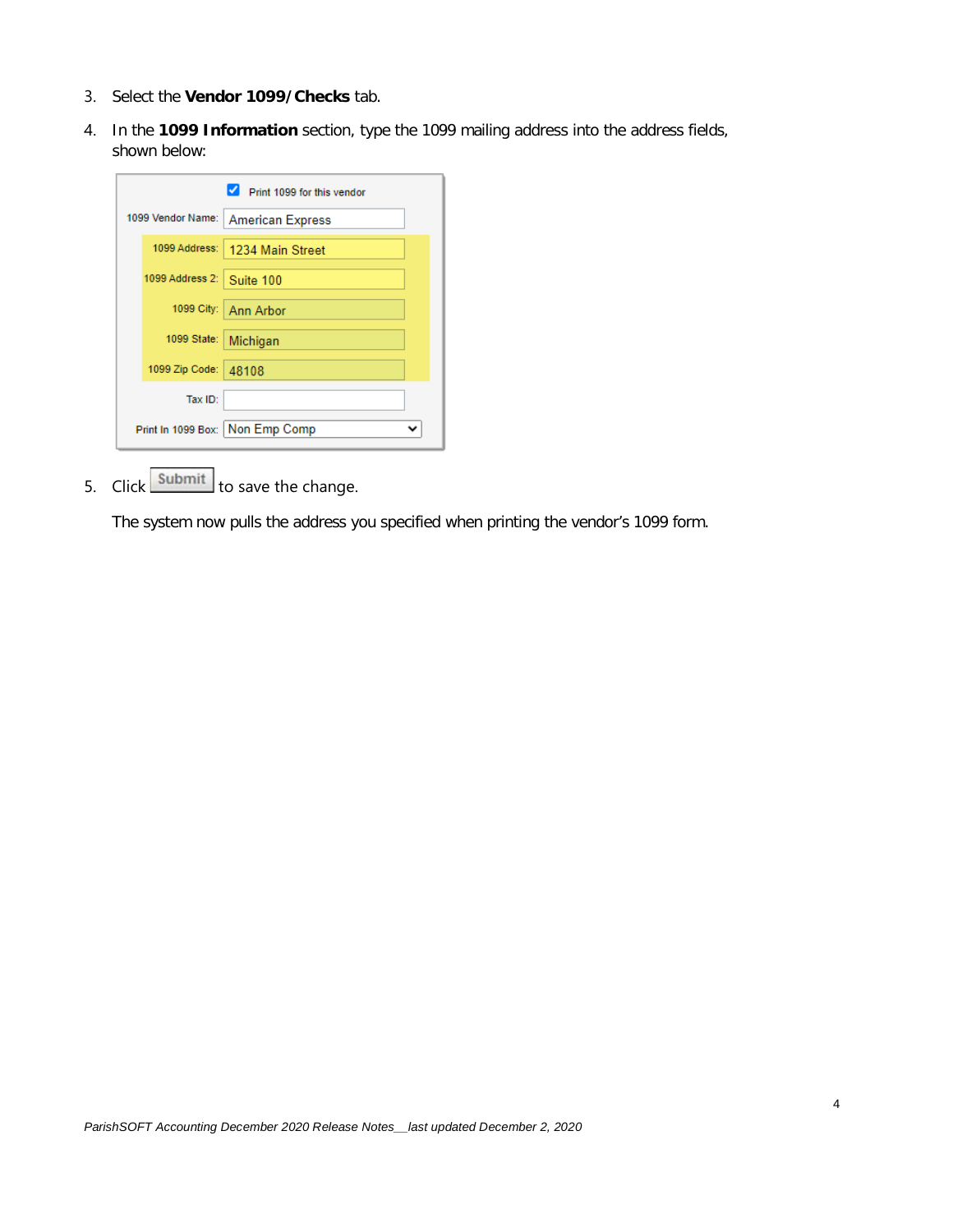3. Select the **Vendor 1099/Checks** tab.
4. In the **1099 Information** section, type the 1099 mailing address into the address fields, shown below:

| | |
|---|---|
| | ☑ Print 1099 for this vendor |
| 1099 Vendor Name: | American Express |
| 1099 Address: | 1234 Main Street |
| 1099 Address 2: | Suite 100 |
| 1099 City: | Ann Arbor |
| 1099 State: | Michigan |
| 1099 Zip Code: | 48108 |
| Tax ID: | |
| Print In 1099 Box: | Non Emp Comp |

5. Click **Submit** to save the change.

   The system now pulls the address you specified when printing the vendor's 1099 form.